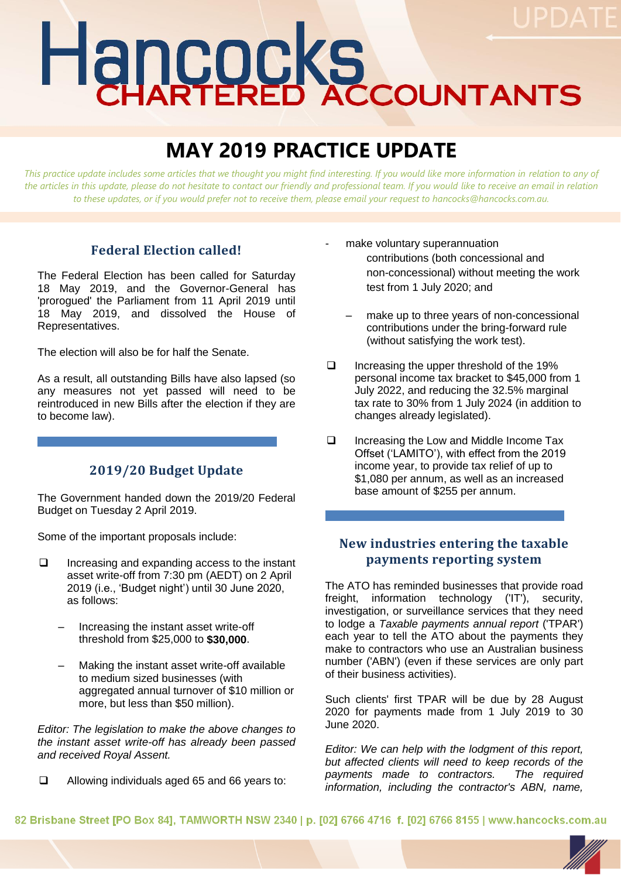# Hancocks CHARTERED ACCOUNTANTS

UPDATE

# MAY 2019 PRACTICE UPDATE

*This practice update includes some articles that we thought you might find interesting. If you would like more information in relation to any of the articles in this update, please do not hesitate to contact our friendly and professional team. If you would like to receive an email in relation to these updates, or if you would prefer not to receive them, please email your request to hancocks@hancocks.com.au.*

## Federal Election called!

The Federal Election has been called for Saturday 18 May 2019, and the Governor-General has 'prorogued' the Parliament from 11 April 2019 until 18 May 2019, and dissolved the House of Representatives.

The election will also be for half the Senate.

As a result, all outstanding Bills have also lapsed (so any measures not yet passed will need to be reintroduced in new Bills after the election if they are to become law).

## 2019/20 Budget Update

The Government handed down the 2019/20 Federal Budget on Tuesday 2 April 2019.

Some of the important proposals include:

- Increasing and expanding access to the instant asset write-off from 7:30 pm (AEDT) on 2 April 2019 (i.e., 'Budget night') until 30 June 2020, as follows:
  - Increasing the instant asset write-off threshold from $25,000 to **$30,000**.
  - Making the instant asset write-off available to medium sized businesses (with aggregated annual turnover of $10 million or more, but less than $50 million).

*Editor: The legislation to make the above changes to the instant asset write-off has already been passed and received Royal Assent.*

- Allowing individuals aged 65 and 66 years to:
  - make voluntary superannuation contributions (both concessional and non-concessional) without meeting the work test from 1 July 2020; and
  - make up to three years of non-concessional contributions under the bring-forward rule (without satisfying the work test).
- Increasing the upper threshold of the 19% personal income tax bracket to $45,000 from 1 July 2022, and reducing the 32.5% marginal tax rate to 30% from 1 July 2024 (in addition to changes already legislated).
- Increasing the Low and Middle Income Tax Offset ('LAMITO'), with effect from the 2019 income year, to provide tax relief of up to $1,080 per annum, as well as an increased base amount of $255 per annum.

## New industries entering the taxable payments reporting system

The ATO has reminded businesses that provide road freight, information technology ('IT'), security, investigation, or surveillance services that they need to lodge a *Taxable payments annual report* ('TPAR') each year to tell the ATO about the payments they make to contractors who use an Australian business number ('ABN') (even if these services are only part of their business activities).

Such clients' first TPAR will be due by 28 August 2020 for payments made from 1 July 2019 to 30 June 2020.

*Editor: We can help with the lodgment of this report, but affected clients will need to keep records of the payments made to contractors. The required information, including the contractor's ABN, name,*

82 Brisbane Street [PO Box 84], TAMWORTH NSW 2340 | p. [02] 6766 4716 f. [02] 6766 8155 | www.hancocks.com.au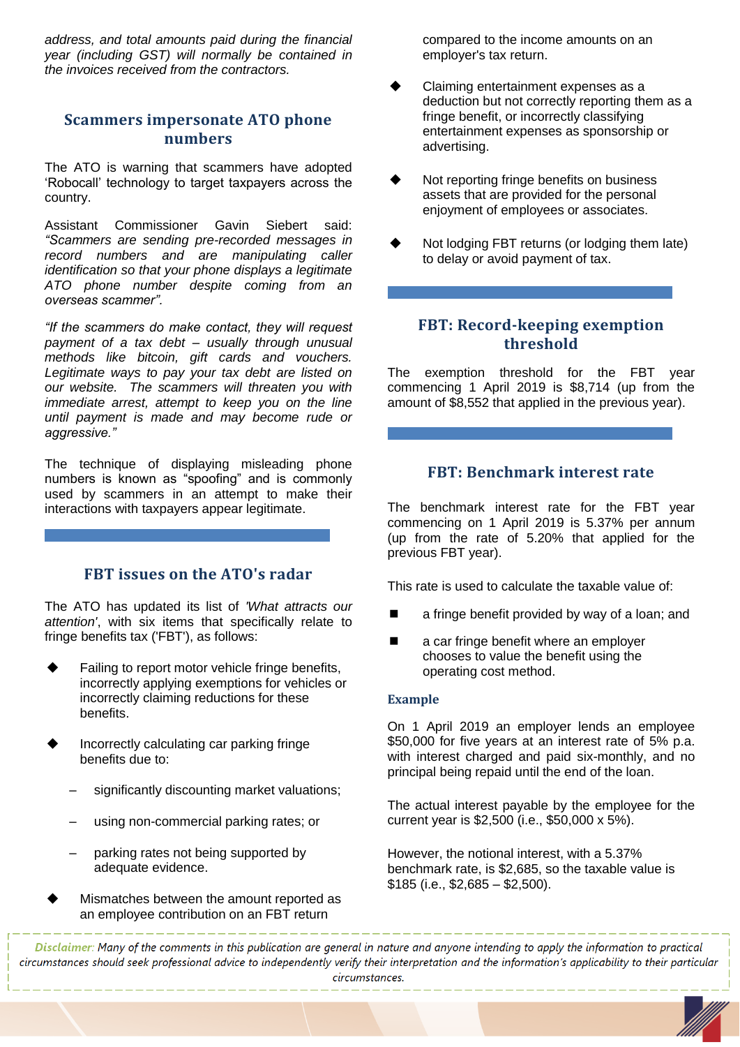*address, and total amounts paid during the financial year (including GST) will normally be contained in the invoices received from the contractors.*

## Scammers impersonate ATO phone numbers

The ATO is warning that scammers have adopted 'Robocall' technology to target taxpayers across the country.

Assistant Commissioner Gavin Siebert said: *"Scammers are sending pre-recorded messages in record numbers and are manipulating caller identification so that your phone displays a legitimate ATO phone number despite coming from an overseas scammer".*

*"If the scammers do make contact, they will request payment of a tax debt – usually through unusual methods like bitcoin, gift cards and vouchers. Legitimate ways to pay your tax debt are listed on our website. The scammers will threaten you with immediate arrest, attempt to keep you on the line until payment is made and may become rude or aggressive."*

The technique of displaying misleading phone numbers is known as "spoofing" and is commonly used by scammers in an attempt to make their interactions with taxpayers appear legitimate.

## FBT issues on the ATO's radar

The ATO has updated its list of *'What attracts our attention'*, with six items that specifically relate to fringe benefits tax ('FBT'), as follows:

- Failing to report motor vehicle fringe benefits, incorrectly applying exemptions for vehicles or incorrectly claiming reductions for these benefits.
- Incorrectly calculating car parking fringe benefits due to:
  - significantly discounting market valuations;
  - using non-commercial parking rates; or
  - parking rates not being supported by adequate evidence.
- Mismatches between the amount reported as an employee contribution on an FBT return compared to the income amounts on an employer's tax return.
- Claiming entertainment expenses as a deduction but not correctly reporting them as a fringe benefit, or incorrectly classifying entertainment expenses as sponsorship or advertising.
- Not reporting fringe benefits on business assets that are provided for the personal enjoyment of employees or associates.
- Not lodging FBT returns (or lodging them late) to delay or avoid payment of tax.

## FBT: Record-keeping exemption threshold

The exemption threshold for the FBT year commencing 1 April 2019 is $8,714 (up from the amount of $8,552 that applied in the previous year).

## FBT: Benchmark interest rate

The benchmark interest rate for the FBT year commencing on 1 April 2019 is 5.37% per annum (up from the rate of 5.20% that applied for the previous FBT year).

This rate is used to calculate the taxable value of:

- a fringe benefit provided by way of a loan; and
- a car fringe benefit where an employer chooses to value the benefit using the operating cost method.

### Example

On 1 April 2019 an employer lends an employee $50,000 for five years at an interest rate of 5% p.a. with interest charged and paid six-monthly, and no principal being repaid until the end of the loan.

The actual interest payable by the employee for the current year is $2,500 (i.e., $50,000 x 5%).

However, the notional interest, with a 5.37% benchmark rate, is $2,685, so the taxable value is $185 (i.e., $2,685 – $2,500).

*Disclaimer: Many of the comments in this publication are general in nature and anyone intending to apply the information to practical circumstances should seek professional advice to independently verify their interpretation and the information's applicability to their particular circumstances.*